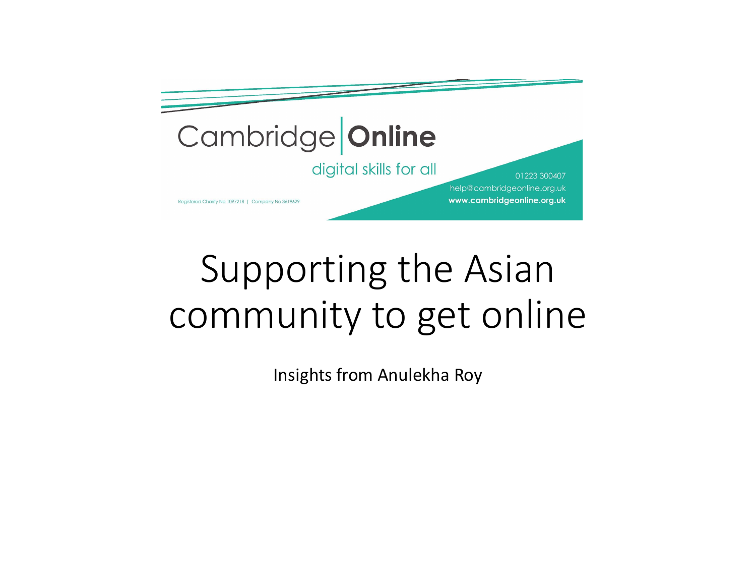Cambridge | **Online**

digital skills for all

01223 300407
help@cambridgeonline.org.uk
**www.cambridgeonline.org.uk**

Registered Charity No 1097218 | Company No 3619629

# Supporting the Asian community to get online

Insights from Anulekha Roy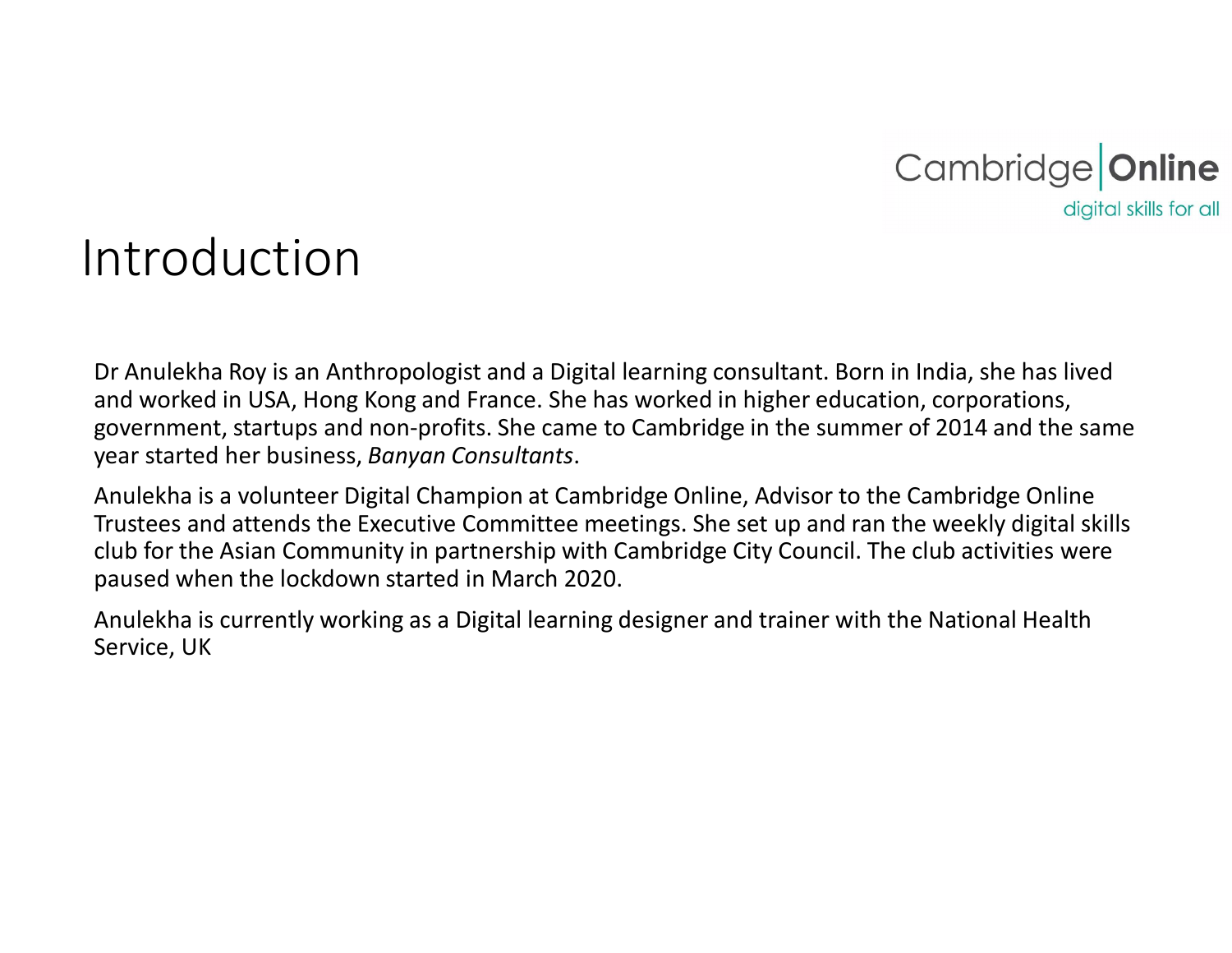Cambridge Online
digital skills for all

# Introduction

Dr Anulekha Roy is an Anthropologist and a Digital learning consultant. Born in India, she has lived and worked in USA, Hong Kong and France. She has worked in higher education, corporations, government, startups and non-profits. She came to Cambridge in the summer of 2014 and the same year started her business, *Banyan Consultants*.

Anulekha is a volunteer Digital Champion at Cambridge Online, Advisor to the Cambridge Online Trustees and attends the Executive Committee meetings. She set up and ran the weekly digital skills club for the Asian Community in partnership with Cambridge City Council. The club activities were paused when the lockdown started in March 2020.

Anulekha is currently working as a Digital learning designer and trainer with the National Health Service, UK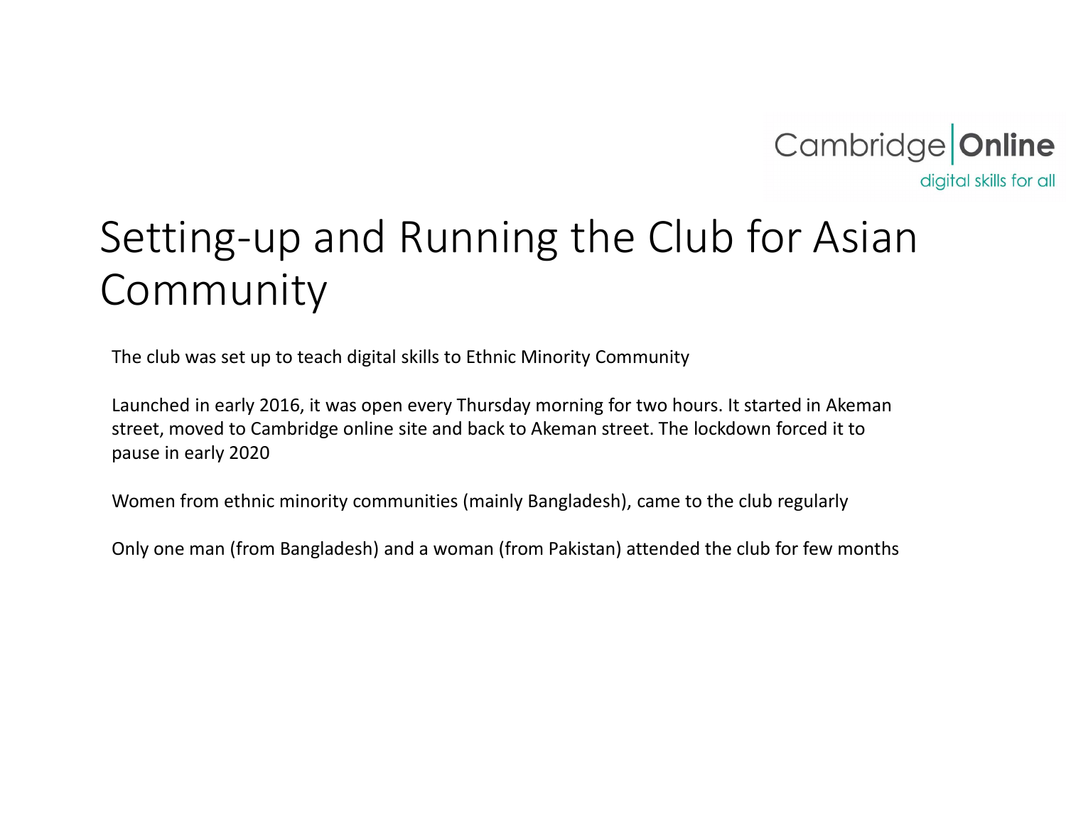# Setting-up and Running the Club for Asian Community

The club was set up to teach digital skills to Ethnic Minority Community

Launched in early 2016, it was open every Thursday morning for two hours. It started in Akeman street, moved to Cambridge online site and back to Akeman street. The lockdown forced it to pause in early 2020

Women from ethnic minority communities (mainly Bangladesh), came to the club regularly

Only one man (from Bangladesh) and a woman (from Pakistan) attended the club for few months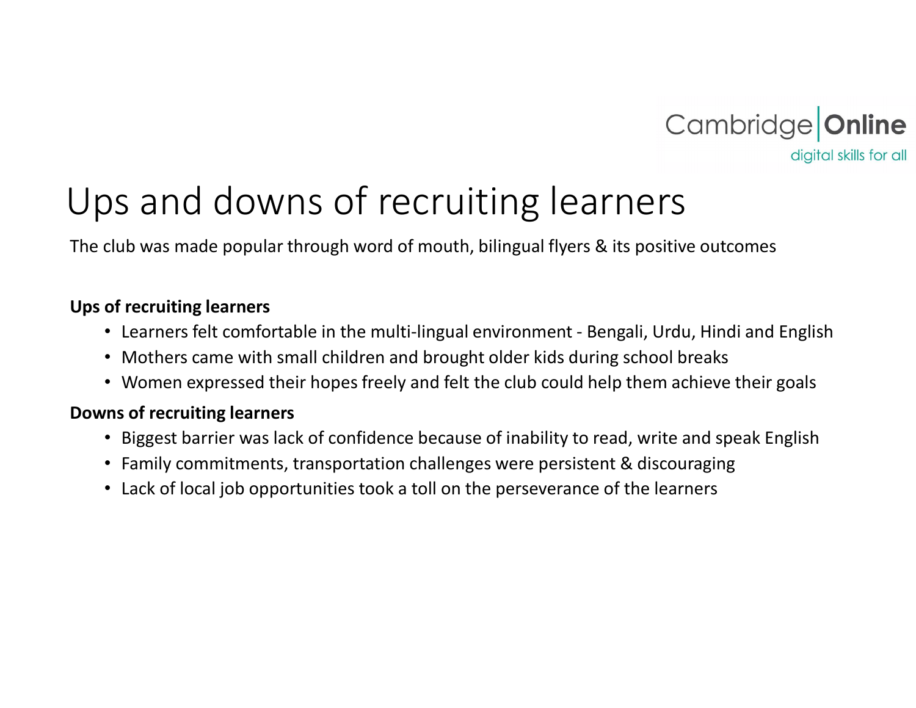# Ups and downs of recruiting learners

The club was made popular through word of mouth, bilingual flyers & its positive outcomes

**Ups of recruiting learners**

- Learners felt comfortable in the multi-lingual environment - Bengali, Urdu, Hindi and English
- Mothers came with small children and brought older kids during school breaks
- Women expressed their hopes freely and felt the club could help them achieve their goals

**Downs of recruiting learners**

- Biggest barrier was lack of confidence because of inability to read, write and speak English
- Family commitments, transportation challenges were persistent & discouraging
- Lack of local job opportunities took a toll on the perseverance of the learners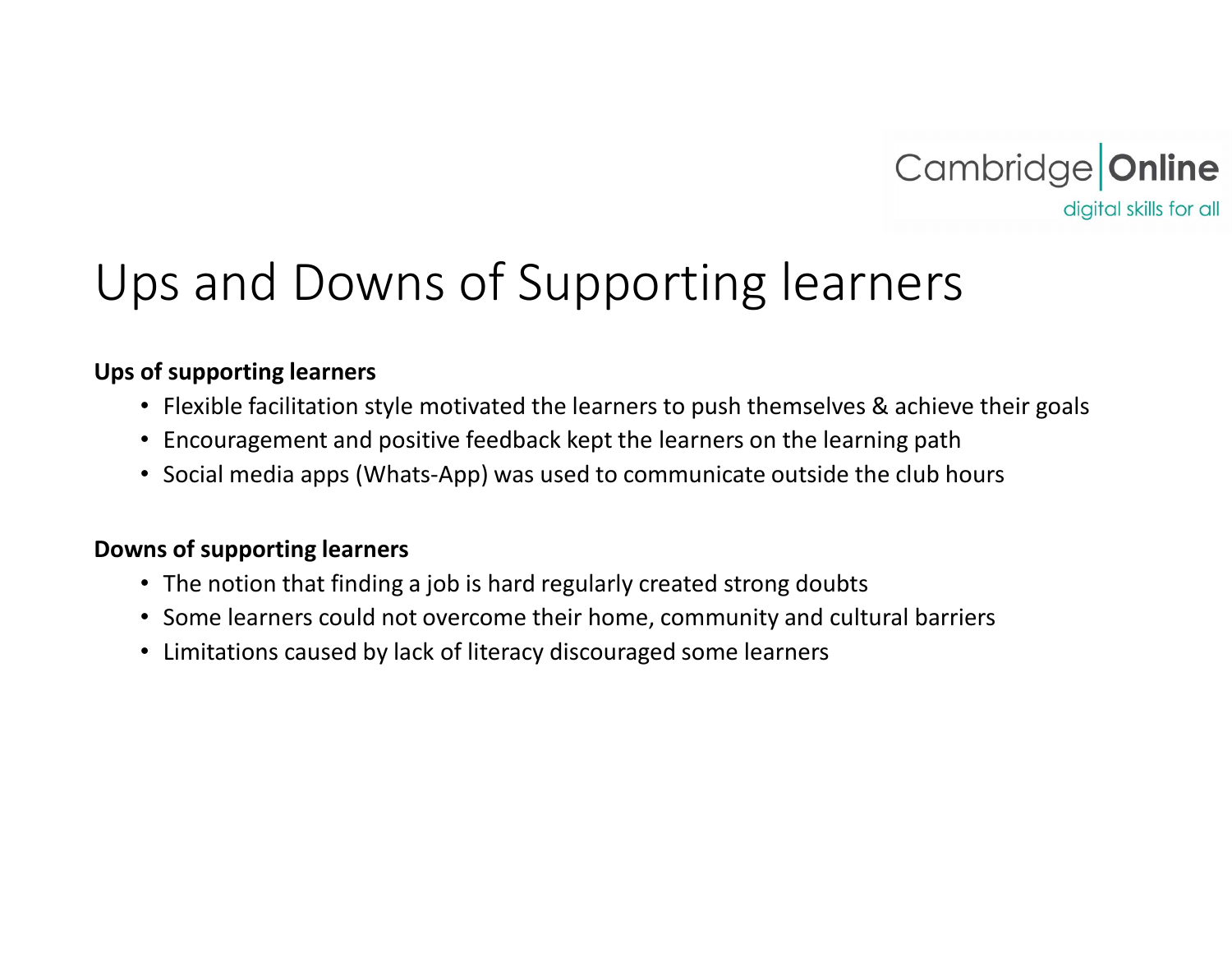# Ups and Downs of Supporting learners

**Ups of supporting learners**

- Flexible facilitation style motivated the learners to push themselves & achieve their goals
- Encouragement and positive feedback kept the learners on the learning path
- Social media apps (Whats-App) was used to communicate outside the club hours

**Downs of supporting learners**

- The notion that finding a job is hard regularly created strong doubts
- Some learners could not overcome their home, community and cultural barriers
- Limitations caused by lack of literacy discouraged some learners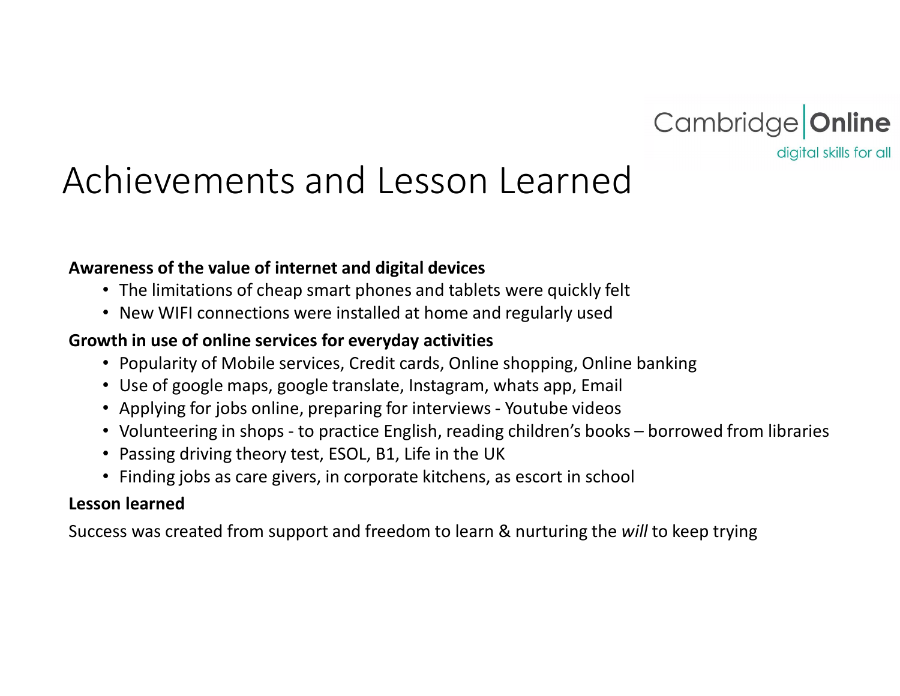Cambridge Online
digital skills for all

# Achievements and Lesson Learned

**Awareness of the value of internet and digital devices**

- The limitations of cheap smart phones and tablets were quickly felt
- New WIFI connections were installed at home and regularly used

**Growth in use of online services for everyday activities**

- Popularity of Mobile services, Credit cards, Online shopping, Online banking
- Use of google maps, google translate, Instagram, whats app, Email
- Applying for jobs online, preparing for interviews - Youtube videos
- Volunteering in shops - to practice English, reading children's books – borrowed from libraries
- Passing driving theory test, ESOL, B1, Life in the UK
- Finding jobs as care givers, in corporate kitchens, as escort in school

**Lesson learned**

Success was created from support and freedom to learn & nurturing the *will* to keep trying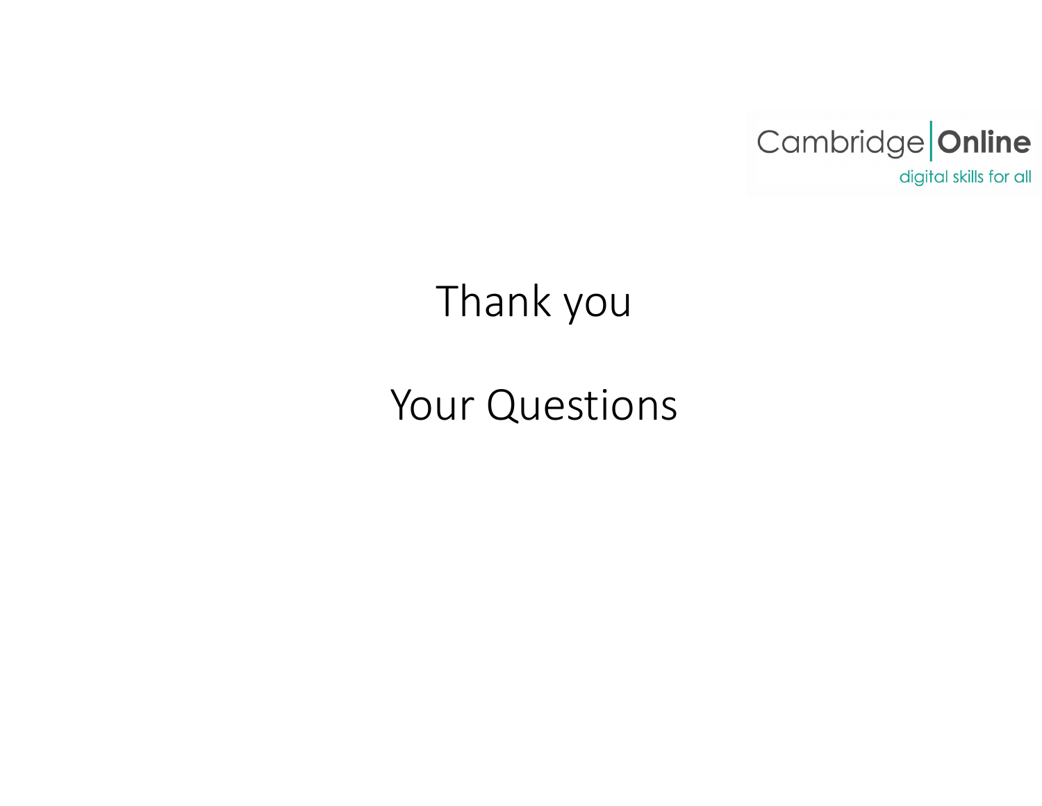Cambridge Online
digital skills for all

# Thank you

# Your Questions